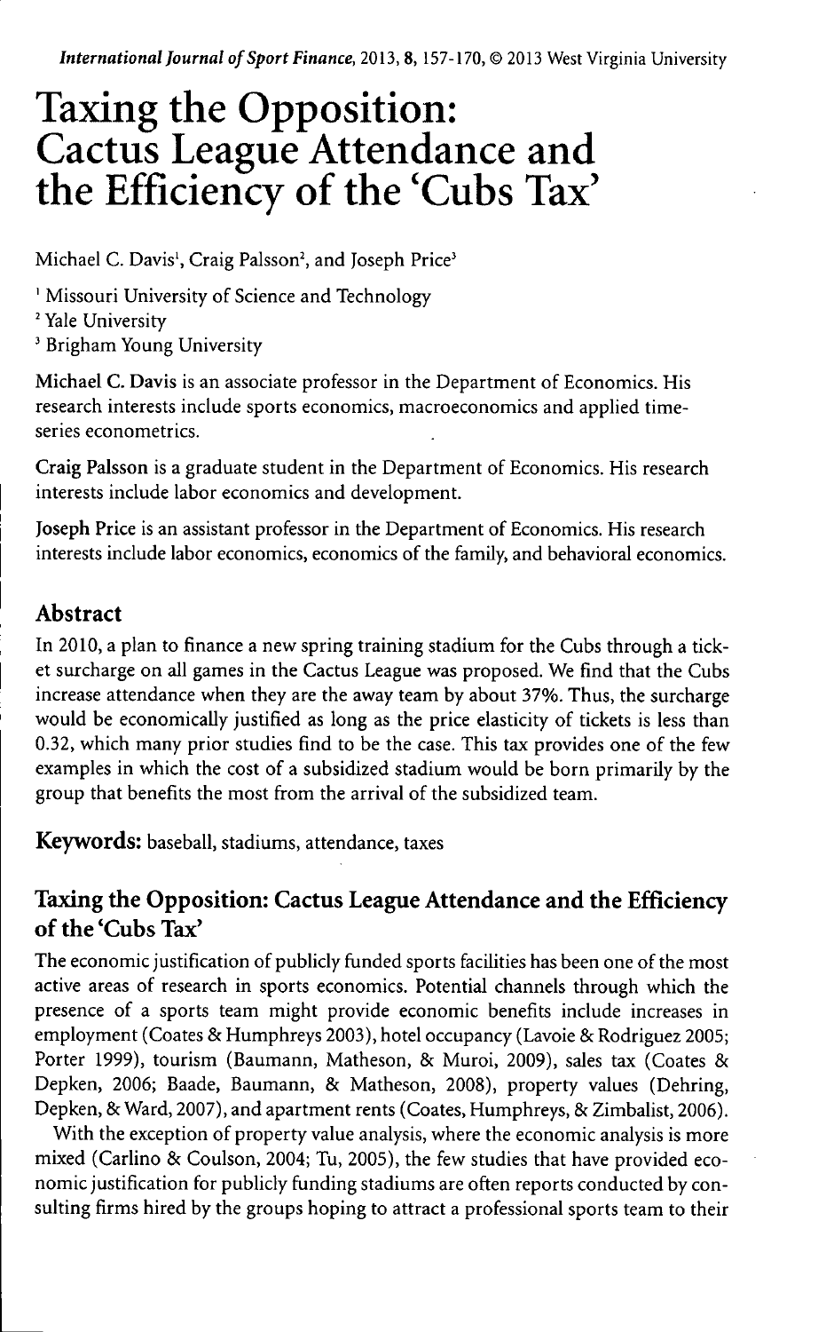# Taxing the Opposition: Cactus League Attendance and the Efficiency of the 'Cubs Tax'

Michael C. Davis[1], Craig Palsson[2], and Joseph Price[3]

[1] Missouri University of Science and Technology
[2] Yale University
[3] Brigham Young University

**Michael C. Davis** is an associate professor in the Department of Economics. His research interests include sports economics, macroeconomics and applied time-series econometrics.

**Craig Palsson** is a graduate student in the Department of Economics. His research interests include labor economics and development.

**Joseph Price** is an assistant professor in the Department of Economics. His research interests include labor economics, economics of the family, and behavioral economics.

## Abstract

In 2010, a plan to finance a new spring training stadium for the Cubs through a ticket surcharge on all games in the Cactus League was proposed. We find that the Cubs increase attendance when they are the away team by about 37%. Thus, the surcharge would be economically justified as long as the price elasticity of tickets is less than 0.32, which many prior studies find to be the case. This tax provides one of the few examples in which the cost of a subsidized stadium would be born primarily by the group that benefits the most from the arrival of the subsidized team.

**Keywords:** baseball, stadiums, attendance, taxes

## Taxing the Opposition: Cactus League Attendance and the Efficiency of the 'Cubs Tax'

The economic justification of publicly funded sports facilities has been one of the most active areas of research in sports economics. Potential channels through which the presence of a sports team might provide economic benefits include increases in employment (Coates & Humphreys 2003), hotel occupancy (Lavoie & Rodriguez 2005; Porter 1999), tourism (Baumann, Matheson, & Muroi, 2009), sales tax (Coates & Depken, 2006; Baade, Baumann, & Matheson, 2008), property values (Dehring, Depken, & Ward, 2007), and apartment rents (Coates, Humphreys, & Zimbalist, 2006).

With the exception of property value analysis, where the economic analysis is more mixed (Carlino & Coulson, 2004; Tu, 2005), the few studies that have provided economic justification for publicly funding stadiums are often reports conducted by consulting firms hired by the groups hoping to attract a professional sports team to their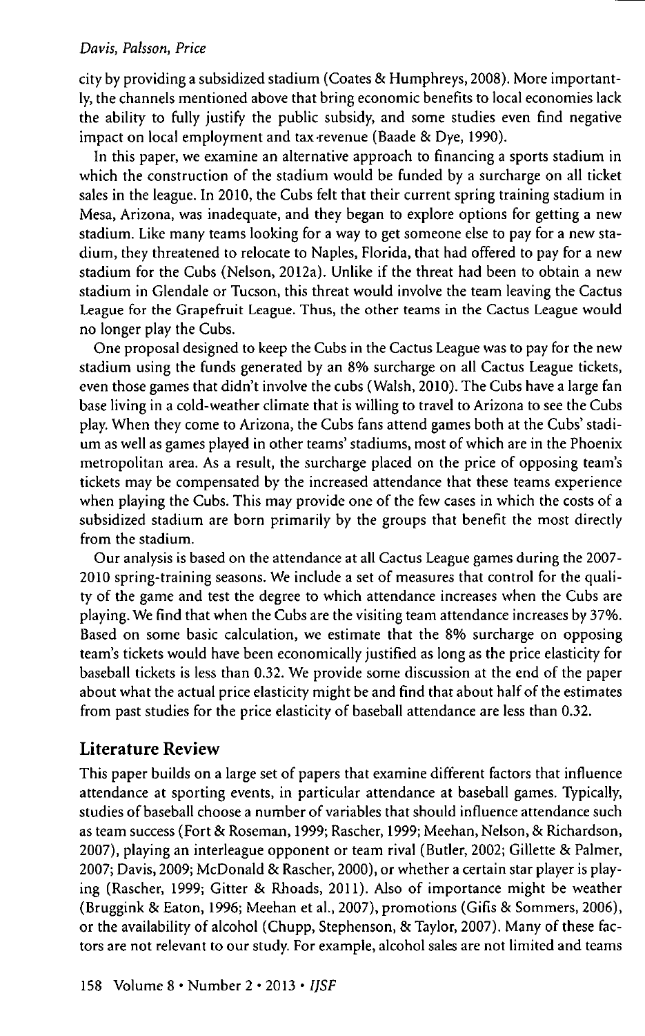city by providing a subsidized stadium (Coates & Humphreys, 2008). More importantly, the channels mentioned above that bring economic benefits to local economies lack the ability to fully justify the public subsidy, and some studies even find negative impact on local employment and tax revenue (Baade & Dye, 1990).

In this paper, we examine an alternative approach to financing a sports stadium in which the construction of the stadium would be funded by a surcharge on all ticket sales in the league. In 2010, the Cubs felt that their current spring training stadium in Mesa, Arizona, was inadequate, and they began to explore options for getting a new stadium. Like many teams looking for a way to get someone else to pay for a new stadium, they threatened to relocate to Naples, Florida, that had offered to pay for a new stadium for the Cubs (Nelson, 2012a). Unlike if the threat had been to obtain a new stadium in Glendale or Tucson, this threat would involve the team leaving the Cactus League for the Grapefruit League. Thus, the other teams in the Cactus League would no longer play the Cubs.

One proposal designed to keep the Cubs in the Cactus League was to pay for the new stadium using the funds generated by an 8% surcharge on all Cactus League tickets, even those games that didn't involve the cubs (Walsh, 2010). The Cubs have a large fan base living in a cold-weather climate that is willing to travel to Arizona to see the Cubs play. When they come to Arizona, the Cubs fans attend games both at the Cubs' stadium as well as games played in other teams' stadiums, most of which are in the Phoenix metropolitan area. As a result, the surcharge placed on the price of opposing team's tickets may be compensated by the increased attendance that these teams experience when playing the Cubs. This may provide one of the few cases in which the costs of a subsidized stadium are born primarily by the groups that benefit the most directly from the stadium.

Our analysis is based on the attendance at all Cactus League games during the 2007-2010 spring-training seasons. We include a set of measures that control for the quality of the game and test the degree to which attendance increases when the Cubs are playing. We find that when the Cubs are the visiting team attendance increases by 37%. Based on some basic calculation, we estimate that the 8% surcharge on opposing team's tickets would have been economically justified as long as the price elasticity for baseball tickets is less than 0.32. We provide some discussion at the end of the paper about what the actual price elasticity might be and find that about half of the estimates from past studies for the price elasticity of baseball attendance are less than 0.32.

## Literature Review

This paper builds on a large set of papers that examine different factors that influence attendance at sporting events, in particular attendance at baseball games. Typically, studies of baseball choose a number of variables that should influence attendance such as team success (Fort & Roseman, 1999; Rascher, 1999; Meehan, Nelson, & Richardson, 2007), playing an interleague opponent or team rival (Butler, 2002; Gillette & Palmer, 2007; Davis, 2009; McDonald & Rascher, 2000), or whether a certain star player is playing (Rascher, 1999; Gitter & Rhoads, 2011). Also of importance might be weather (Bruggink & Eaton, 1996; Meehan et al., 2007), promotions (Gifis & Sommers, 2006), or the availability of alcohol (Chupp, Stephenson, & Taylor, 2007). Many of these factors are not relevant to our study. For example, alcohol sales are not limited and teams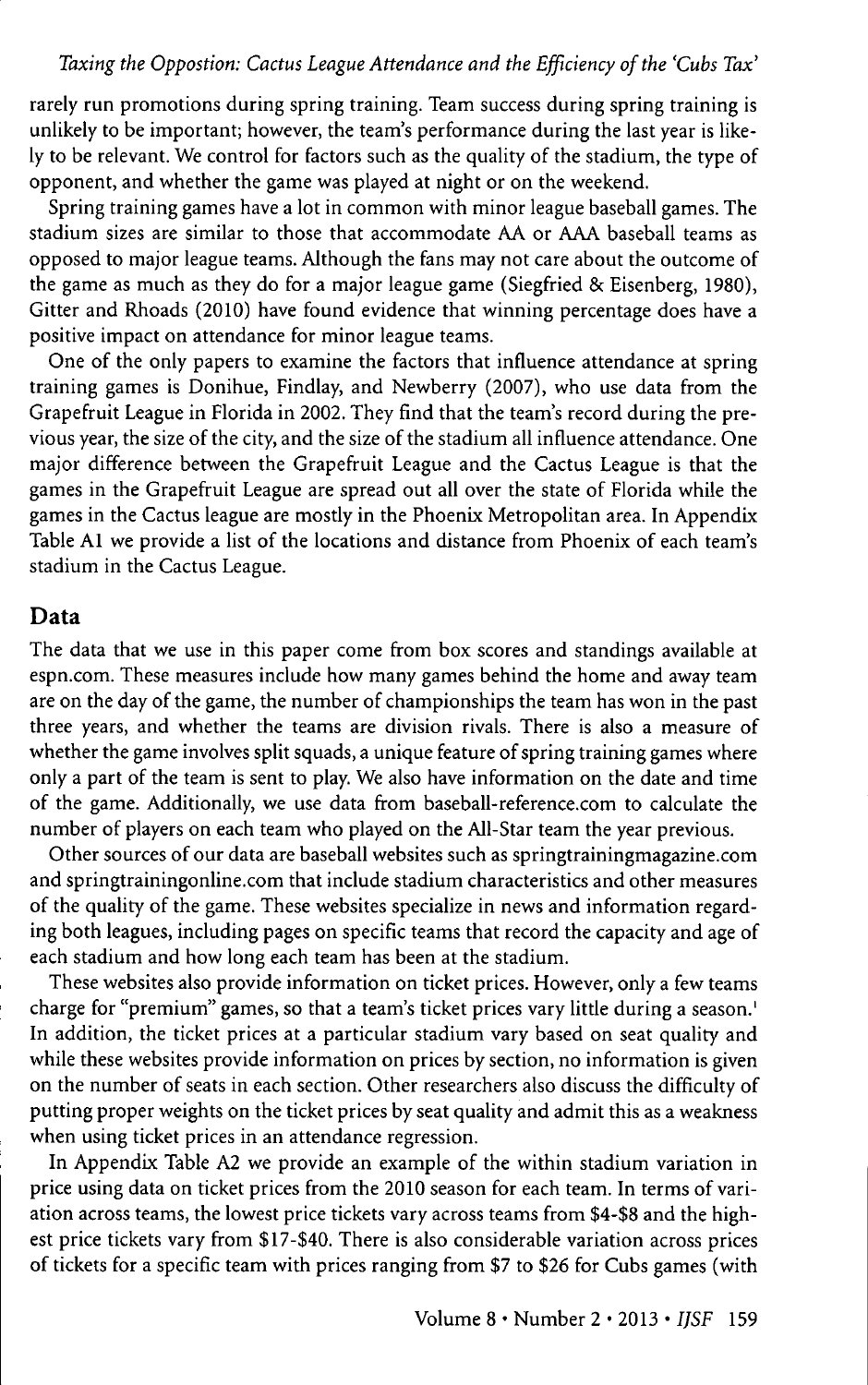rarely run promotions during spring training. Team success during spring training is unlikely to be important; however, the team's performance during the last year is likely to be relevant. We control for factors such as the quality of the stadium, the type of opponent, and whether the game was played at night or on the weekend.

Spring training games have a lot in common with minor league baseball games. The stadium sizes are similar to those that accommodate AA or AAA baseball teams as opposed to major league teams. Although the fans may not care about the outcome of the game as much as they do for a major league game (Siegfried & Eisenberg, 1980), Gitter and Rhoads (2010) have found evidence that winning percentage does have a positive impact on attendance for minor league teams.

One of the only papers to examine the factors that influence attendance at spring training games is Donihue, Findlay, and Newberry (2007), who use data from the Grapefruit League in Florida in 2002. They find that the team's record during the previous year, the size of the city, and the size of the stadium all influence attendance. One major difference between the Grapefruit League and the Cactus League is that the games in the Grapefruit League are spread out all over the state of Florida while the games in the Cactus league are mostly in the Phoenix Metropolitan area. In Appendix Table A1 we provide a list of the locations and distance from Phoenix of each team's stadium in the Cactus League.

## Data

The data that we use in this paper come from box scores and standings available at espn.com. These measures include how many games behind the home and away team are on the day of the game, the number of championships the team has won in the past three years, and whether the teams are division rivals. There is also a measure of whether the game involves split squads, a unique feature of spring training games where only a part of the team is sent to play. We also have information on the date and time of the game. Additionally, we use data from baseball-reference.com to calculate the number of players on each team who played on the All-Star team the year previous.

Other sources of our data are baseball websites such as springtrainingmagazine.com and springtrainingonline.com that include stadium characteristics and other measures of the quality of the game. These websites specialize in news and information regarding both leagues, including pages on specific teams that record the capacity and age of each stadium and how long each team has been at the stadium.

These websites also provide information on ticket prices. However, only a few teams charge for "premium" games, so that a team's ticket prices vary little during a season.[1] In addition, the ticket prices at a particular stadium vary based on seat quality and while these websites provide information on prices by section, no information is given on the number of seats in each section. Other researchers also discuss the difficulty of putting proper weights on the ticket prices by seat quality and admit this as a weakness when using ticket prices in an attendance regression.

In Appendix Table A2 we provide an example of the within stadium variation in price using data on ticket prices from the 2010 season for each team. In terms of variation across teams, the lowest price tickets vary across teams from \$4-\$8 and the highest price tickets vary from \$17-\$40. There is also considerable variation across prices of tickets for a specific team with prices ranging from \$7 to \$26 for Cubs games (with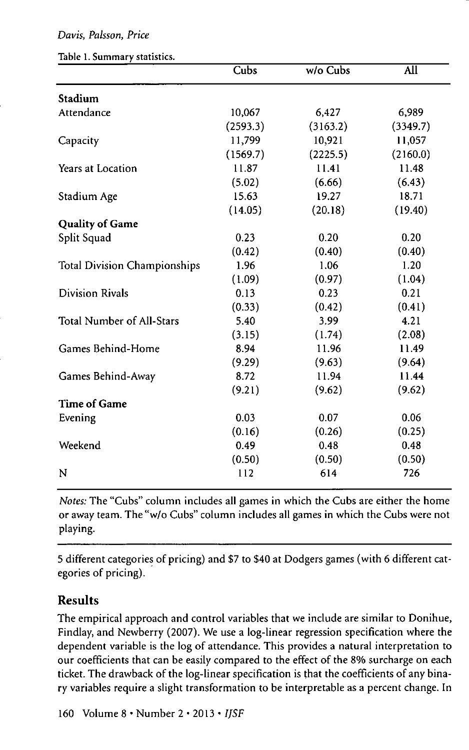Table 1. Summary statistics.

| | Cubs | w/o Cubs | All |
|---|---|---|---|
| **Stadium** | | | |
| Attendance | 10,067 | 6,427 | 6,989 |
| | (2593.3) | (3163.2) | (3349.7) |
| Capacity | 11,799 | 10,921 | 11,057 |
| | (1569.7) | (2225.5) | (2160.0) |
| Years at Location | 11.87 | 11.41 | 11.48 |
| | (5.02) | (6.66) | (6.43) |
| Stadium Age | 15.63 | 19.27 | 18.71 |
| | (14.05) | (20.18) | (19.40) |
| **Quality of Game** | | | |
| Split Squad | 0.23 | 0.20 | 0.20 |
| | (0.42) | (0.40) | (0.40) |
| Total Division Championships | 1.96 | 1.06 | 1.20 |
| | (1.09) | (0.97) | (1.04) |
| Division Rivals | 0.13 | 0.23 | 0.21 |
| | (0.33) | (0.42) | (0.41) |
| Total Number of All-Stars | 5.40 | 3.99 | 4.21 |
| | (3.15) | (1.74) | (2.08) |
| Games Behind-Home | 8.94 | 11.96 | 11.49 |
| | (9.29) | (9.63) | (9.64) |
| Games Behind-Away | 8.72 | 11.94 | 11.44 |
| | (9.21) | (9.62) | (9.62) |
| **Time of Game** | | | |
| Evening | 0.03 | 0.07 | 0.06 |
| | (0.16) | (0.26) | (0.25) |
| Weekend | 0.49 | 0.48 | 0.48 |
| | (0.50) | (0.50) | (0.50) |
| N | 112 | 614 | 726 |

*Notes:* The "Cubs" column includes all games in which the Cubs are either the home or away team. The "w/o Cubs" column includes all games in which the Cubs were not playing.

5 different categories of pricing) and $7 to $40 at Dodgers games (with 6 different categories of pricing).

## Results

The empirical approach and control variables that we include are similar to Donihue, Findlay, and Newberry (2007). We use a log-linear regression specification where the dependent variable is the log of attendance. This provides a natural interpretation to our coefficients that can be easily compared to the effect of the 8% surcharge on each ticket. The drawback of the log-linear specification is that the coefficients of any binary variables require a slight transformation to be interpretable as a percent change. In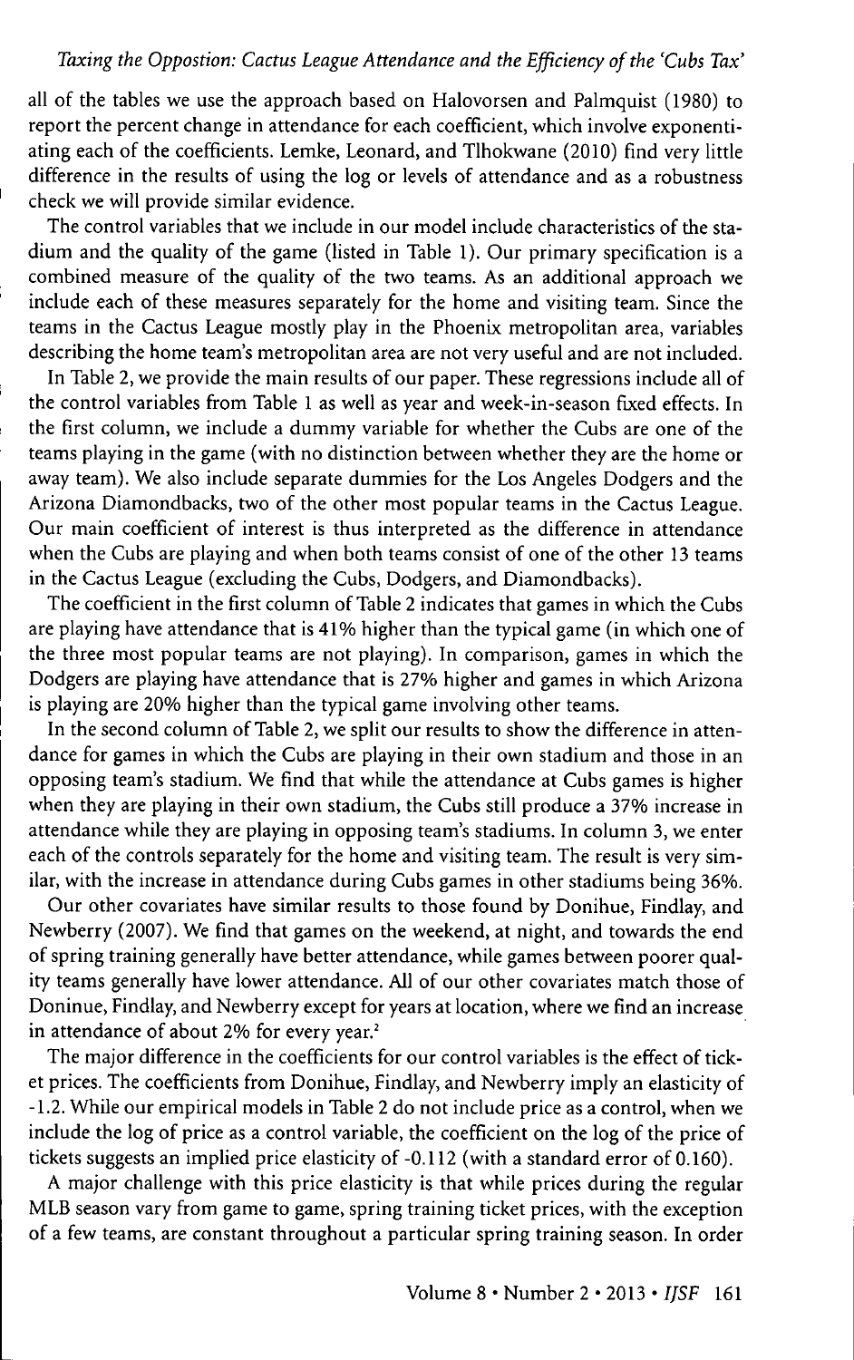all of the tables we use the approach based on Halovorsen and Palmquist (1980) to report the percent change in attendance for each coefficient, which involve exponentiating each of the coefficients. Lemke, Leonard, and Tlhokwane (2010) find very little difference in the results of using the log or levels of attendance and as a robustness check we will provide similar evidence.

The control variables that we include in our model include characteristics of the stadium and the quality of the game (listed in Table 1). Our primary specification is a combined measure of the quality of the two teams. As an additional approach we include each of these measures separately for the home and visiting team. Since the teams in the Cactus League mostly play in the Phoenix metropolitan area, variables describing the home team's metropolitan area are not very useful and are not included.

In Table 2, we provide the main results of our paper. These regressions include all of the control variables from Table 1 as well as year and week-in-season fixed effects. In the first column, we include a dummy variable for whether the Cubs are one of the teams playing in the game (with no distinction between whether they are the home or away team). We also include separate dummies for the Los Angeles Dodgers and the Arizona Diamondbacks, two of the other most popular teams in the Cactus League. Our main coefficient of interest is thus interpreted as the difference in attendance when the Cubs are playing and when both teams consist of one of the other 13 teams in the Cactus League (excluding the Cubs, Dodgers, and Diamondbacks).

The coefficient in the first column of Table 2 indicates that games in which the Cubs are playing have attendance that is 41% higher than the typical game (in which one of the three most popular teams are not playing). In comparison, games in which the Dodgers are playing have attendance that is 27% higher and games in which Arizona is playing are 20% higher than the typical game involving other teams.

In the second column of Table 2, we split our results to show the difference in attendance for games in which the Cubs are playing in their own stadium and those in an opposing team's stadium. We find that while the attendance at Cubs games is higher when they are playing in their own stadium, the Cubs still produce a 37% increase in attendance while they are playing in opposing team's stadiums. In column 3, we enter each of the controls separately for the home and visiting team. The result is very similar, with the increase in attendance during Cubs games in other stadiums being 36%.

Our other covariates have similar results to those found by Donihue, Findlay, and Newberry (2007). We find that games on the weekend, at night, and towards the end of spring training generally have better attendance, while games between poorer quality teams generally have lower attendance. All of our other covariates match those of Doninue, Findlay, and Newberry except for years at location, where we find an increase in attendance of about 2% for every year.[2]

The major difference in the coefficients for our control variables is the effect of ticket prices. The coefficients from Donihue, Findlay, and Newberry imply an elasticity of -1.2. While our empirical models in Table 2 do not include price as a control, when we include the log of price as a control variable, the coefficient on the log of the price of tickets suggests an implied price elasticity of -0.112 (with a standard error of 0.160).

A major challenge with this price elasticity is that while prices during the regular MLB season vary from game to game, spring training ticket prices, with the exception of a few teams, are constant throughout a particular spring training season. In order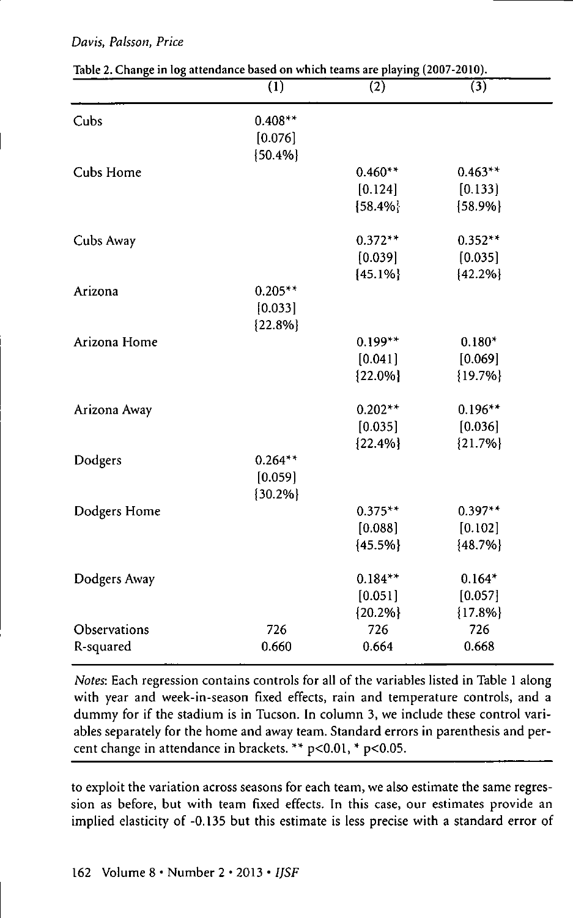Table 2. Change in log attendance based on which teams are playing (2007-2010).

| | (1) | (2) | (3) |
|---|---|---|---|
| Cubs | 0.408** | | |
| | [0.076] | | |
| | {50.4%} | | |
| Cubs Home | | 0.460** | 0.463** |
| | | [0.124] | [0.133] |
| | | {58.4%} | {58.9%} |
| Cubs Away | | 0.372** | 0.352** |
| | | [0.039] | [0.035] |
| | | {45.1%} | {42.2%} |
| Arizona | 0.205** | | |
| | [0.033] | | |
| | {22.8%} | | |
| Arizona Home | | 0.199** | 0.180* |
| | | [0.041] | [0.069] |
| | | {22.0%} | {19.7%} |
| Arizona Away | | 0.202** | 0.196** |
| | | [0.035] | [0.036] |
| | | {22.4%} | {21.7%} |
| Dodgers | 0.264** | | |
| | [0.059] | | |
| | {30.2%} | | |
| Dodgers Home | | 0.375** | 0.397** |
| | | [0.088] | [0.102] |
| | | {45.5%} | {48.7%} |
| Dodgers Away | | 0.184** | 0.164* |
| | | [0.051] | [0.057] |
| | | {20.2%} | {17.8%} |
| Observations | 726 | 726 | 726 |
| R-squared | 0.660 | 0.664 | 0.668 |

*Notes*: Each regression contains controls for all of the variables listed in Table 1 along with year and week-in-season fixed effects, rain and temperature controls, and a dummy for if the stadium is in Tucson. In column 3, we include these control variables separately for the home and away team. Standard errors in parenthesis and percent change in attendance in brackets. ** p<0.01, * p<0.05.

to exploit the variation across seasons for each team, we also estimate the same regression as before, but with team fixed effects. In this case, our estimates provide an implied elasticity of -0.135 but this estimate is less precise with a standard error of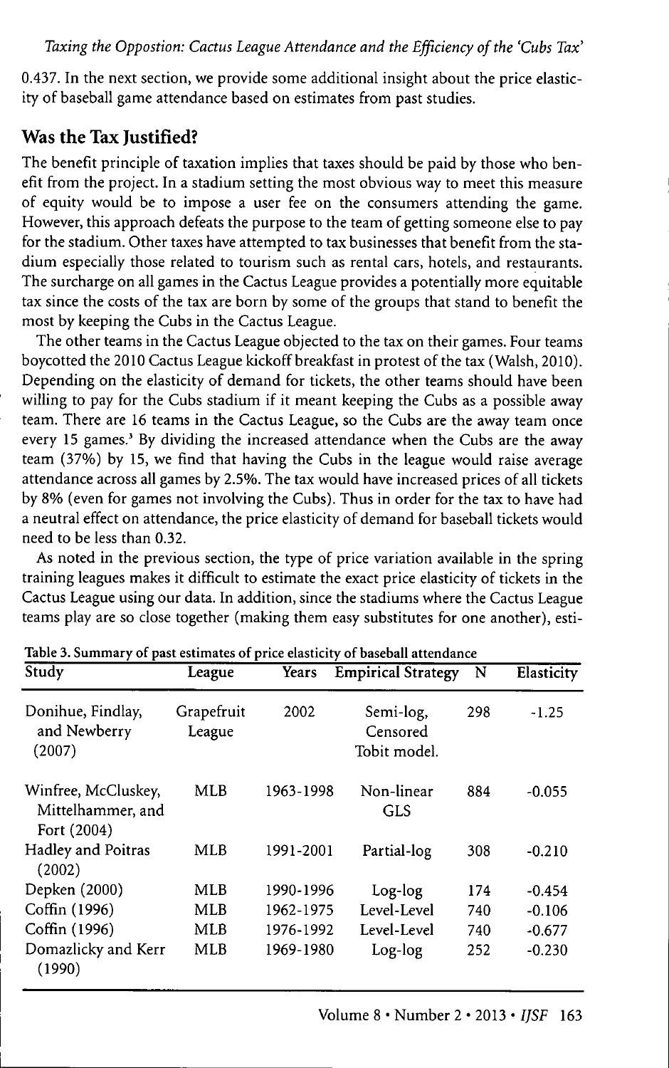0.437. In the next section, we provide some additional insight about the price elasticity of baseball game attendance based on estimates from past studies.

## Was the Tax Justified?

The benefit principle of taxation implies that taxes should be paid by those who benefit from the project. In a stadium setting the most obvious way to meet this measure of equity would be to impose a user fee on the consumers attending the game. However, this approach defeats the purpose to the team of getting someone else to pay for the stadium. Other taxes have attempted to tax businesses that benefit from the stadium especially those related to tourism such as rental cars, hotels, and restaurants. The surcharge on all games in the Cactus League provides a potentially more equitable tax since the costs of the tax are born by some of the groups that stand to benefit the most by keeping the Cubs in the Cactus League.

The other teams in the Cactus League objected to the tax on their games. Four teams boycotted the 2010 Cactus League kickoff breakfast in protest of the tax (Walsh, 2010). Depending on the elasticity of demand for tickets, the other teams should have been willing to pay for the Cubs stadium if it meant keeping the Cubs as a possible away team. There are 16 teams in the Cactus League, so the Cubs are the away team once every 15 games.[3] By dividing the increased attendance when the Cubs are the away team (37%) by 15, we find that having the Cubs in the league would raise average attendance across all games by 2.5%. The tax would have increased prices of all tickets by 8% (even for games not involving the Cubs). Thus in order for the tax to have had a neutral effect on attendance, the price elasticity of demand for baseball tickets would need to be less than 0.32.

As noted in the previous section, the type of price variation available in the spring training leagues makes it difficult to estimate the exact price elasticity of tickets in the Cactus League using our data. In addition, since the stadiums where the Cactus League teams play are so close together (making them easy substitutes for one another), esti-

Table 3. Summary of past estimates of price elasticity of baseball attendance

| Study | League | Years | Empirical Strategy | N | Elasticity |
|---|---|---|---|---|---|
| Donihue, Findlay, and Newberry (2007) | Grapefruit League | 2002 | Semi-log, Censored Tobit model. | 298 | -1.25 |
| Winfree, McCluskey, Mittelhammer, and Fort (2004) | MLB | 1963-1998 | Non-linear GLS | 884 | -0.055 |
| Hadley and Poitras (2002) | MLB | 1991-2001 | Partial-log | 308 | -0.210 |
| Depken (2000) | MLB | 1990-1996 | Log-log | 174 | -0.454 |
| Coffin (1996) | MLB | 1962-1975 | Level-Level | 740 | -0.106 |
| Coffin (1996) | MLB | 1976-1992 | Level-Level | 740 | -0.677 |
| Domazlicky and Kerr (1990) | MLB | 1969-1980 | Log-log | 252 | -0.230 |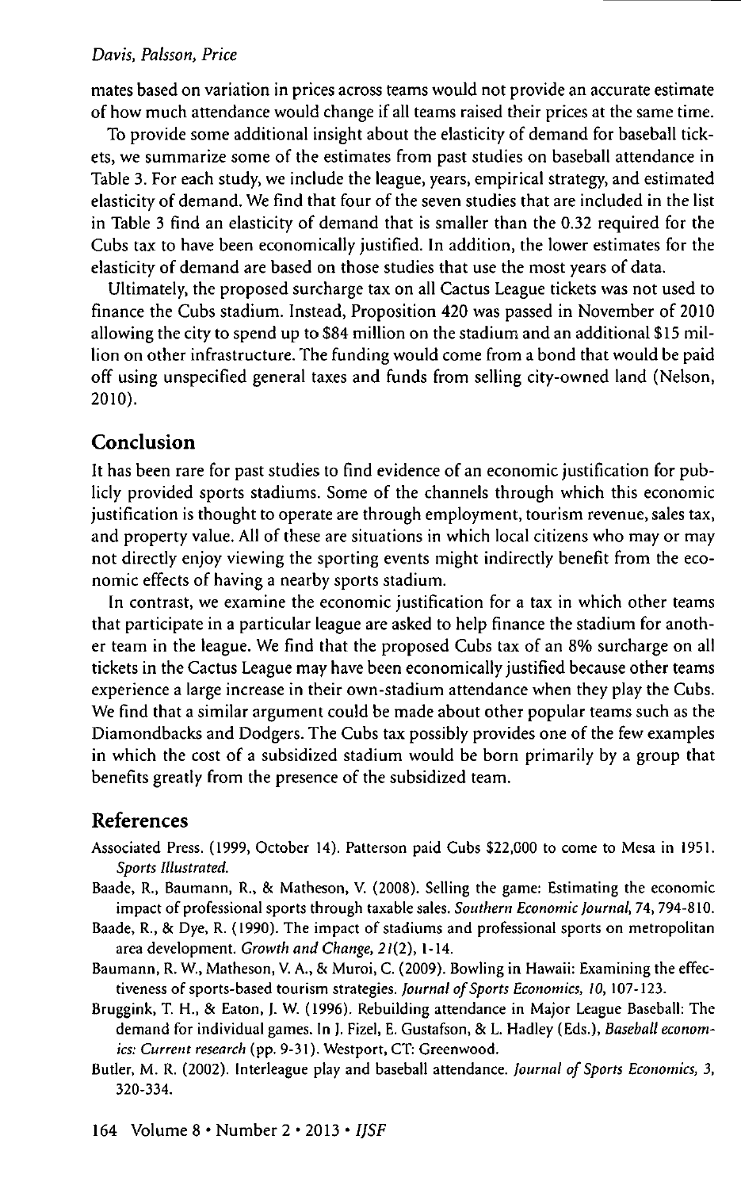mates based on variation in prices across teams would not provide an accurate estimate of how much attendance would change if all teams raised their prices at the same time.

To provide some additional insight about the elasticity of demand for baseball tickets, we summarize some of the estimates from past studies on baseball attendance in Table 3. For each study, we include the league, years, empirical strategy, and estimated elasticity of demand. We find that four of the seven studies that are included in the list in Table 3 find an elasticity of demand that is smaller than the 0.32 required for the Cubs tax to have been economically justified. In addition, the lower estimates for the elasticity of demand are based on those studies that use the most years of data.

Ultimately, the proposed surcharge tax on all Cactus League tickets was not used to finance the Cubs stadium. Instead, Proposition 420 was passed in November of 2010 allowing the city to spend up to $84 million on the stadium and an additional $15 million on other infrastructure. The funding would come from a bond that would be paid off using unspecified general taxes and funds from selling city-owned land (Nelson, 2010).

## Conclusion

It has been rare for past studies to find evidence of an economic justification for publicly provided sports stadiums. Some of the channels through which this economic justification is thought to operate are through employment, tourism revenue, sales tax, and property value. All of these are situations in which local citizens who may or may not directly enjoy viewing the sporting events might indirectly benefit from the economic effects of having a nearby sports stadium.

In contrast, we examine the economic justification for a tax in which other teams that participate in a particular league are asked to help finance the stadium for another team in the league. We find that the proposed Cubs tax of an 8% surcharge on all tickets in the Cactus League may have been economically justified because other teams experience a large increase in their own-stadium attendance when they play the Cubs. We find that a similar argument could be made about other popular teams such as the Diamondbacks and Dodgers. The Cubs tax possibly provides one of the few examples in which the cost of a subsidized stadium would be born primarily by a group that benefits greatly from the presence of the subsidized team.

## References

Associated Press. (1999, October 14). Patterson paid Cubs $22,000 to come to Mesa in 1951. *Sports Illustrated.*

Baade, R., Baumann, R., & Matheson, V. (2008). Selling the game: Estimating the economic impact of professional sports through taxable sales. *Southern Economic Journal*, 74, 794-810.

Baade, R., & Dye, R. (1990). The impact of stadiums and professional sports on metropolitan area development. *Growth and Change, 21*(2), 1-14.

Baumann, R. W., Matheson, V. A., & Muroi, C. (2009). Bowling in Hawaii: Examining the effectiveness of sports-based tourism strategies. *Journal of Sports Economics, 10*, 107-123.

Bruggink, T. H., & Eaton, J. W. (1996). Rebuilding attendance in Major League Baseball: The demand for individual games. In J. Fizel, E. Gustafson, & L. Hadley (Eds.), *Baseball economics: Current research* (pp. 9-31). Westport, CT: Greenwood.

Butler, M. R. (2002). Interleague play and baseball attendance. *Journal of Sports Economics, 3*, 320-334.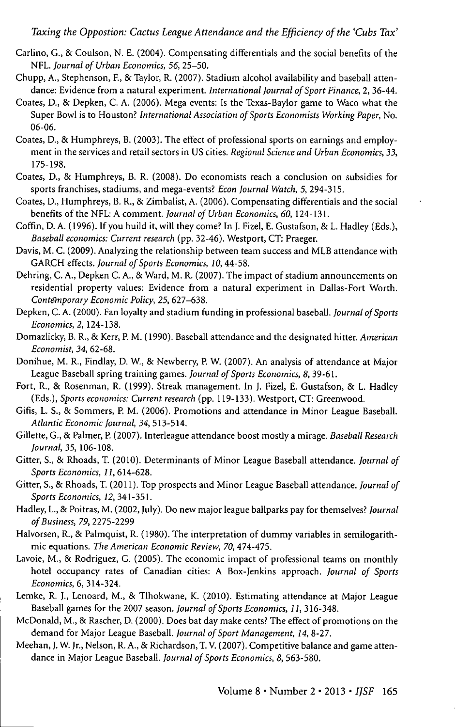Carlino, G., & Coulson, N. E. (2004). Compensating differentials and the social benefits of the NFL. *Journal of Urban Economics, 56*, 25–50.

Chupp, A., Stephenson, F., & Taylor, R. (2007). Stadium alcohol availability and baseball attendance: Evidence from a natural experiment. *International Journal of Sport Finance*, 2, 36-44.

Coates, D., & Depken, C. A. (2006). Mega events: Is the Texas-Baylor game to Waco what the Super Bowl is to Houston? *International Association of Sports Economists Working Paper*, No. 06-06.

Coates, D., & Humphreys, B. (2003). The effect of professional sports on earnings and employment in the services and retail sectors in US cities. *Regional Science and Urban Economics, 33*, 175-198.

Coates, D., & Humphreys, B. R. (2008). Do economists reach a conclusion on subsidies for sports franchises, stadiums, and mega-events? *Econ Journal Watch, 5*, 294-315.

Coates, D., Humphreys, B. R., & Zimbalist, A. (2006). Compensating differentials and the social benefits of the NFL: A comment. *Journal of Urban Economics, 60*, 124-131.

Coffin, D. A. (1996). If you build it, will they come? In J. Fizel, E. Gustafson, & L. Hadley (Eds.), *Baseball economics: Current research* (pp. 32-46). Westport, CT: Praeger.

Davis, M. C. (2009). Analyzing the relationship between team success and MLB attendance with GARCH effects. *Journal of Sports Economics, 10*, 44-58.

Dehring, C. A., Depken C. A., & Ward, M. R. (2007). The impact of stadium announcements on residential property values: Evidence from a natural experiment in Dallas-Fort Worth. *Contemporary Economic Policy, 25*, 627–638.

Depken, C. A. (2000). Fan loyalty and stadium funding in professional baseball. *Journal of Sports Economics, 2*, 124-138.

Domazlicky, B. R., & Kerr, P. M. (1990). Baseball attendance and the designated hitter. *American Economist, 34*, 62-68.

Donihue, M. R., Findlay, D. W., & Newberry, P. W. (2007). An analysis of attendance at Major League Baseball spring training games. *Journal of Sports Economics, 8*, 39-61.

Fort, R., & Rosenman, R. (1999). Streak management. In J. Fizel, E. Gustafson, & L. Hadley (Eds.), *Sports economics: Current research* (pp. 119-133). Westport, CT: Greenwood.

Gifis, L. S., & Sommers, P. M. (2006). Promotions and attendance in Minor League Baseball. *Atlantic Economic Journal, 34*, 513-514.

Gillette, G., & Palmer, P. (2007). Interleague attendance boost mostly a mirage. *Baseball Research Journal, 35*, 106-108.

Gitter, S., & Rhoads, T. (2010). Determinants of Minor League Baseball attendance. *Journal of Sports Economics, 11*, 614-628.

Gitter, S., & Rhoads, T. (2011). Top prospects and Minor League Baseball attendance. *Journal of Sports Economics, 12*, 341-351.

Hadley, L., & Poitras, M. (2002, July). Do new major league ballparks pay for themselves? *Journal of Business, 79*, 2275-2299

Halvorsen, R., & Palmquist, R. (1980). The interpretation of dummy variables in semilogarithmic equations. *The American Economic Review, 70*, 474-475.

Lavoie, M., & Rodriguez, G. (2005). The economic impact of professional teams on monthly hotel occupancy rates of Canadian cities: A Box-Jenkins approach. *Journal of Sports Economics*, 6, 314-324.

Lemke, R. J., Lenoard, M., & Tlhokwane, K. (2010). Estimating attendance at Major League Baseball games for the 2007 season. *Journal of Sports Economics, 11*, 316-348.

McDonald, M., & Rascher, D. (2000). Does bat day make cents? The effect of promotions on the demand for Major League Baseball. *Journal of Sport Management, 14*, 8-27.

Meehan, J. W. Jr., Nelson, R. A., & Richardson, T. V. (2007). Competitive balance and game attendance in Major League Baseball. *Journal of Sports Economics, 8*, 563-580.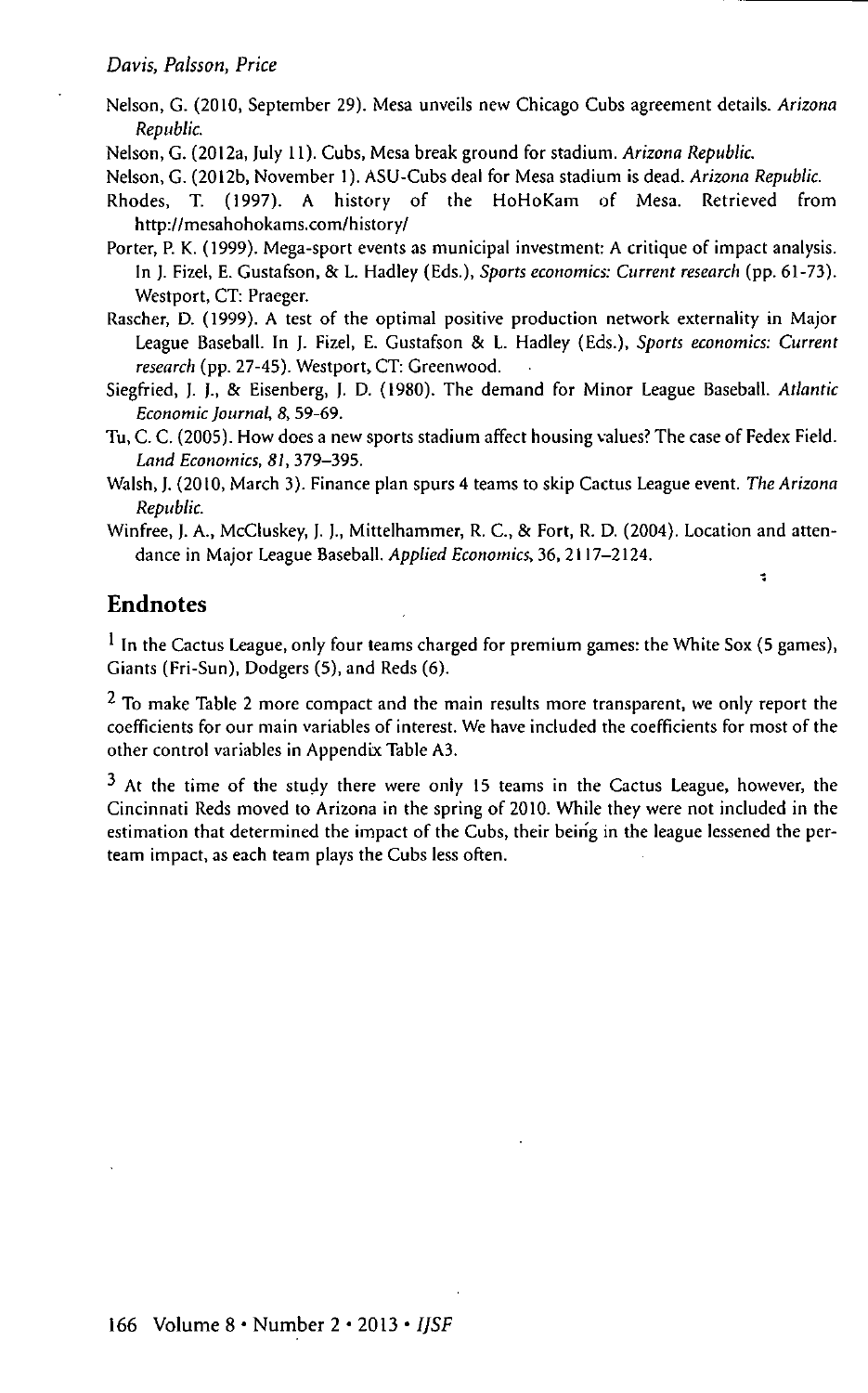Nelson, G. (2010, September 29). Mesa unveils new Chicago Cubs agreement details. *Arizona Republic.*

Nelson, G. (2012a, July 11). Cubs, Mesa break ground for stadium. *Arizona Republic.*

Nelson, G. (2012b, November 1). ASU-Cubs deal for Mesa stadium is dead. *Arizona Republic.*

Rhodes, T. (1997). A history of the HoHoKam of Mesa. Retrieved from http://mesahohokams.com/history/

Porter, P. K. (1999). Mega-sport events as municipal investment: A critique of impact analysis. In J. Fizel, E. Gustafson, & L. Hadley (Eds.), *Sports economics: Current research* (pp. 61-73). Westport, CT: Praeger.

Rascher, D. (1999). A test of the optimal positive production network externality in Major League Baseball. In J. Fizel, E. Gustafson & L. Hadley (Eds.), *Sports economics: Current research* (pp. 27-45). Westport, CT: Greenwood.

Siegfried, J. J., & Eisenberg, J. D. (1980). The demand for Minor League Baseball. *Atlantic Economic Journal, 8,* 59-69.

Tu, C. C. (2005). How does a new sports stadium affect housing values? The case of Fedex Field. *Land Economics, 81,* 379–395.

Walsh, J. (2010, March 3). Finance plan spurs 4 teams to skip Cactus League event. *The Arizona Republic.*

Winfree, J. A., McCluskey, J. J., Mittelhammer, R. C., & Fort, R. D. (2004). Location and attendance in Major League Baseball. *Applied Economics,* 36, 2117–2124.

## Endnotes

[1] In the Cactus League, only four teams charged for premium games: the White Sox (5 games), Giants (Fri-Sun), Dodgers (5), and Reds (6).

[2] To make Table 2 more compact and the main results more transparent, we only report the coefficients for our main variables of interest. We have included the coefficients for most of the other control variables in Appendix Table A3.

[3] At the time of the study there were only 15 teams in the Cactus League, however, the Cincinnati Reds moved to Arizona in the spring of 2010. While they were not included in the estimation that determined the impact of the Cubs, their being in the league lessened the per-team impact, as each team plays the Cubs less often.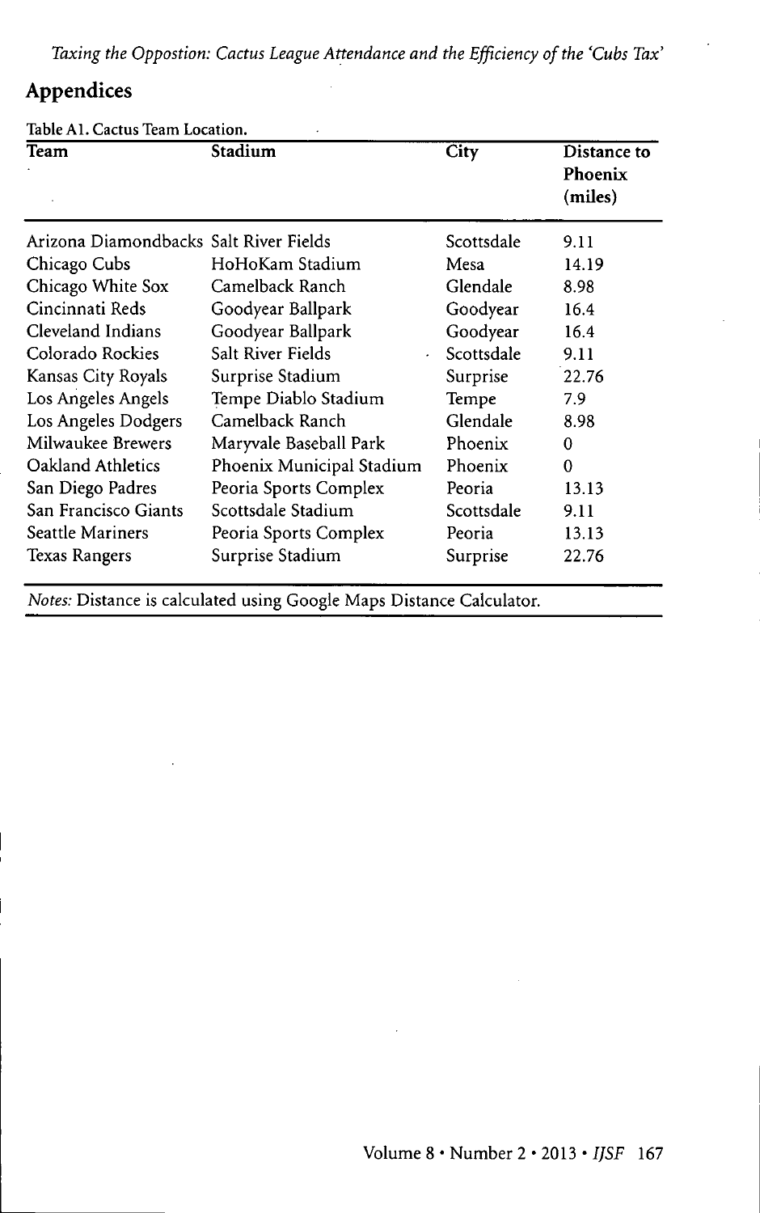## Appendices

Table A1. Cactus Team Location.

| Team | Stadium | City | Distance to Phoenix (miles) |
|---|---|---|---|
| Arizona Diamondbacks | Salt River Fields | Scottsdale | 9.11 |
| Chicago Cubs | HoHoKam Stadium | Mesa | 14.19 |
| Chicago White Sox | Camelback Ranch | Glendale | 8.98 |
| Cincinnati Reds | Goodyear Ballpark | Goodyear | 16.4 |
| Cleveland Indians | Goodyear Ballpark | Goodyear | 16.4 |
| Colorado Rockies | Salt River Fields | Scottsdale | 9.11 |
| Kansas City Royals | Surprise Stadium | Surprise | 22.76 |
| Los Angeles Angels | Tempe Diablo Stadium | Tempe | 7.9 |
| Los Angeles Dodgers | Camelback Ranch | Glendale | 8.98 |
| Milwaukee Brewers | Maryvale Baseball Park | Phoenix | 0 |
| Oakland Athletics | Phoenix Municipal Stadium | Phoenix | 0 |
| San Diego Padres | Peoria Sports Complex | Peoria | 13.13 |
| San Francisco Giants | Scottsdale Stadium | Scottsdale | 9.11 |
| Seattle Mariners | Peoria Sports Complex | Peoria | 13.13 |
| Texas Rangers | Surprise Stadium | Surprise | 22.76 |

*Notes:* Distance is calculated using Google Maps Distance Calculator.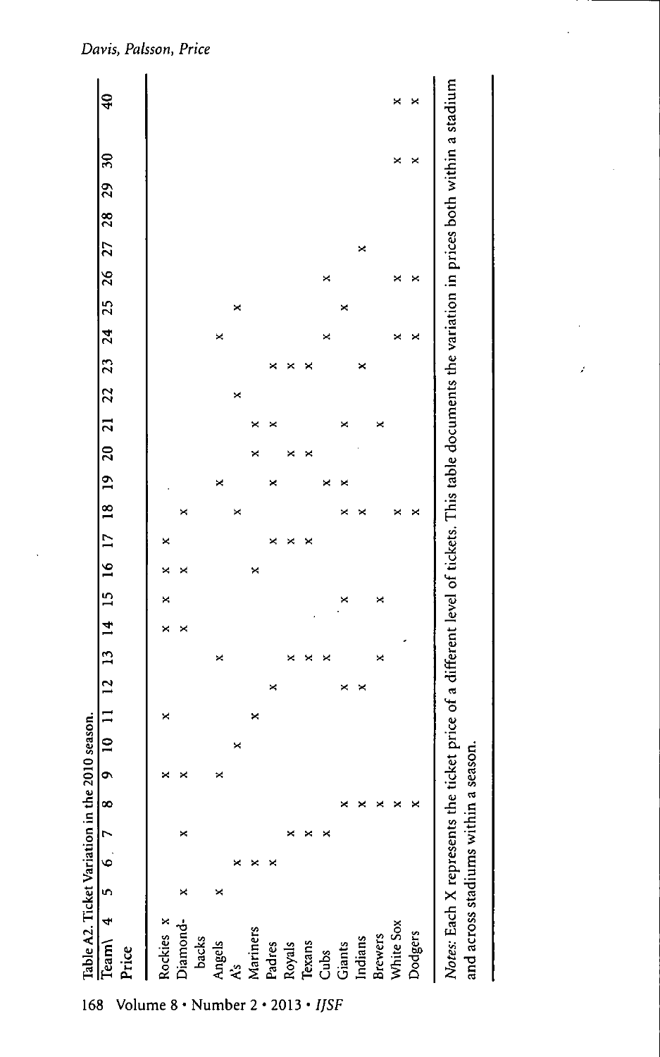Table A2. Ticket Variation in the 2010 season.

| Team\ Price | 4 | 5 | 6 | 7 | 8 | 9 | 10 | 11 | 12 | 13 | 14 | 15 | 16 | 17 | 18 | 19 | 20 | 21 | 22 | 23 | 24 | 25 | 26 | 27 | 28 | 29 | 30 | 40 |
|---|---|---|---|---|---|---|---|---|---|---|---|---|---|---|---|---|---|---|---|---|---|---|---|---|---|---|---|---|
| Rockies | x | | | | | x | | x | | | x | x | x | x | | | | | | | | | | | | | | |
| Diamond-backs | | x | | x | | x | | | | | x | | x | | x | | | | | | | | | | | | | |
| Angels | | x | | | | x | | | | x | | | | | | x | | | | | x | | | | | | | |
| A's | | | x | | | | x | | | | | | | | x | | | | x | | | x | | | | | | |
| Mariners | | | x | | | | | x | | | | | x | | | | x | x | | | | | | | | | | |
| Padres | | | x | | | | | | x | | | | | x | | x | | x | | x | | | | | | | | |
| Royals | | | | x | | | | | | x | | | | x | | | x | | | x | | | | | | | | |
| Texans | | | | x | | | | | | x | | | | x | | | x | | | x | | | | | | | | |
| Cubs | | | | x | | | | | | x | | | | | | x | | | | | x | | x | | | | | |
| Giants | | | | | x | | | | x | | | x | | | x | x | | x | | | | x | | | | | | |
| Indians | | | | | x | | | | x | | | | | | x | | | | | x | | | | x | | | | |
| Brewers | | | | | x | | | | | x | | x | | | | | | x | | | | | | | | | | |
| White Sox | | | | | x | | | | | | | | | | x | | | | | | x | | x | | | | x | x |
| Dodgers | | | | | x | | | | | | | | | | x | | | | | | x | | x | | | | x | x |

*Notes:* Each X represents the ticket price of a different level of tickets. This table documents the variation in prices both within a stadium and across stadiums within a season.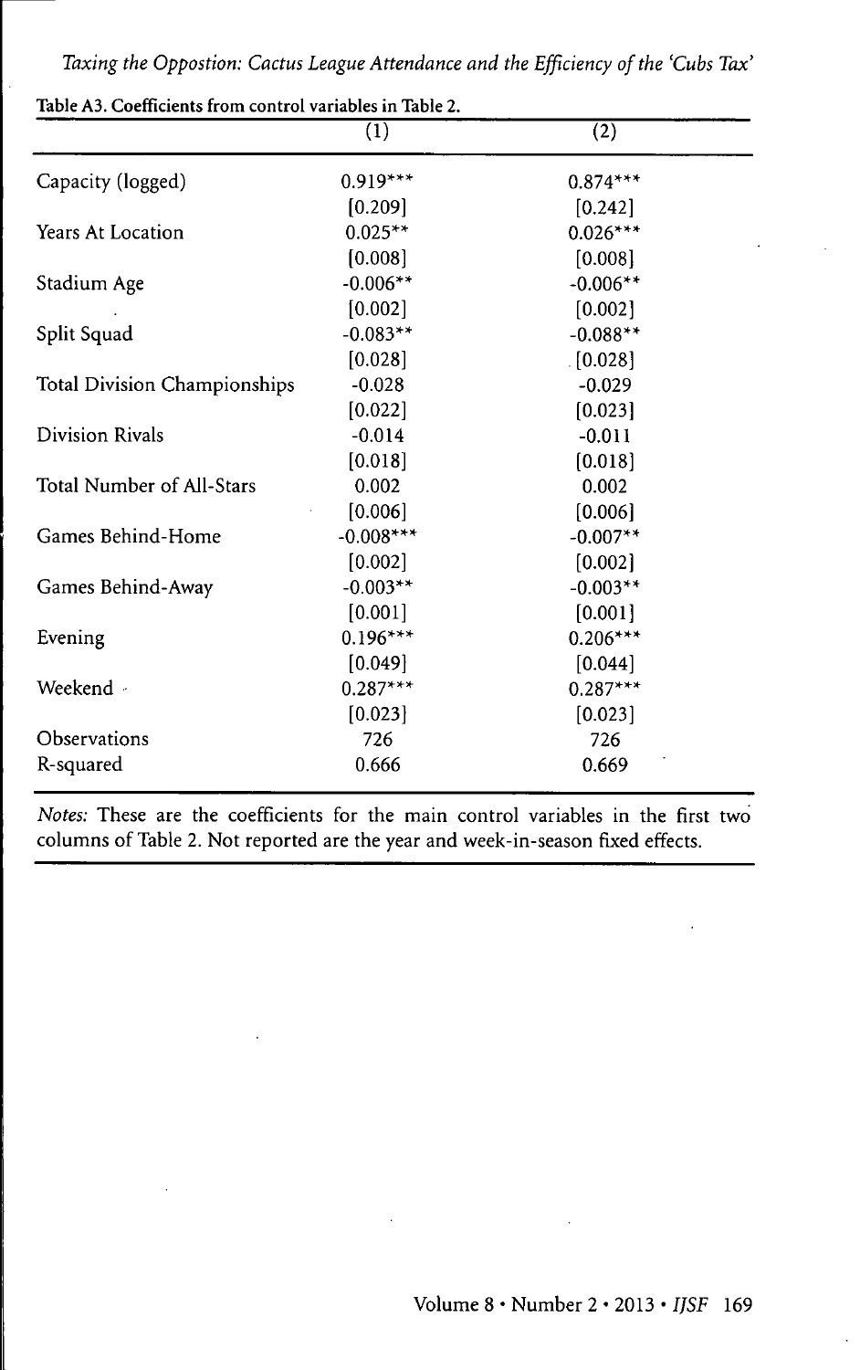Table A3. Coefficients from control variables in Table 2.

| | (1) | (2) |
|---|---|---|
| Capacity (logged) | 0.919*** | 0.874*** |
| | [0.209] | [0.242] |
| Years At Location | 0.025** | 0.026*** |
| | [0.008] | [0.008] |
| Stadium Age | -0.006** | -0.006** |
| | [0.002] | [0.002] |
| Split Squad | -0.083** | -0.088** |
| | [0.028] | [0.028] |
| Total Division Championships | -0.028 | -0.029 |
| | [0.022] | [0.023] |
| Division Rivals | -0.014 | -0.011 |
| | [0.018] | [0.018] |
| Total Number of All-Stars | 0.002 | 0.002 |
| | [0.006] | [0.006] |
| Games Behind-Home | -0.008*** | -0.007** |
| | [0.002] | [0.002] |
| Games Behind-Away | -0.003** | -0.003** |
| | [0.001] | [0.001] |
| Evening | 0.196*** | 0.206*** |
| | [0.049] | [0.044] |
| Weekend | 0.287*** | 0.287*** |
| | [0.023] | [0.023] |
| Observations | 726 | 726 |
| R-squared | 0.666 | 0.669 |

*Notes:* These are the coefficients for the main control variables in the first two columns of Table 2. Not reported are the year and week-in-season fixed effects.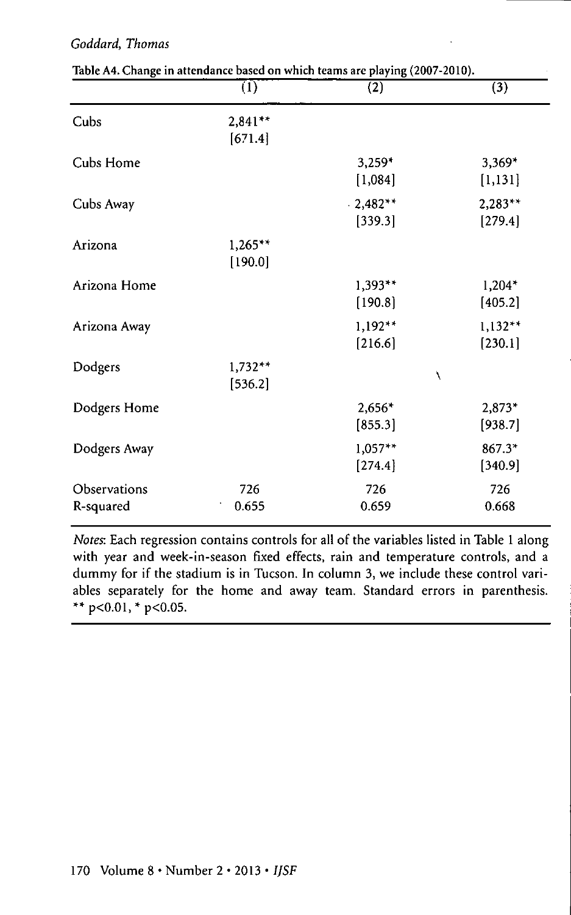Table A4. Change in attendance based on which teams are playing (2007-2010).

| | (1) | (2) | (3) |
|---|---|---|---|
| Cubs | 2,841** | | |
| | [671.4] | | |
| Cubs Home | | 3,259* | 3,369* |
| | | [1,084] | [1,131] |
| Cubs Away | | 2,482** | 2,283** |
| | | [339.3] | [279.4] |
| Arizona | 1,265** | | |
| | [190.0] | | |
| Arizona Home | | 1,393** | 1,204* |
| | | [190.8] | [405.2] |
| Arizona Away | | 1,192** | 1,132** |
| | | [216.6] | [230.1] |
| Dodgers | 1,732** | | |
| | [536.2] | | |
| Dodgers Home | | 2,656* | 2,873* |
| | | [855.3] | [938.7] |
| Dodgers Away | | 1,057** | 867.3* |
| | | [274.4] | [340.9] |
| Observations | 726 | 726 | 726 |
| R-squared | 0.655 | 0.659 | 0.668 |

*Notes*: Each regression contains controls for all of the variables listed in Table 1 along with year and week-in-season fixed effects, rain and temperature controls, and a dummy for if the stadium is in Tucson. In column 3, we include these control variables separately for the home and away team. Standard errors in parenthesis. ** $p<0.01$, * $p<0.05$.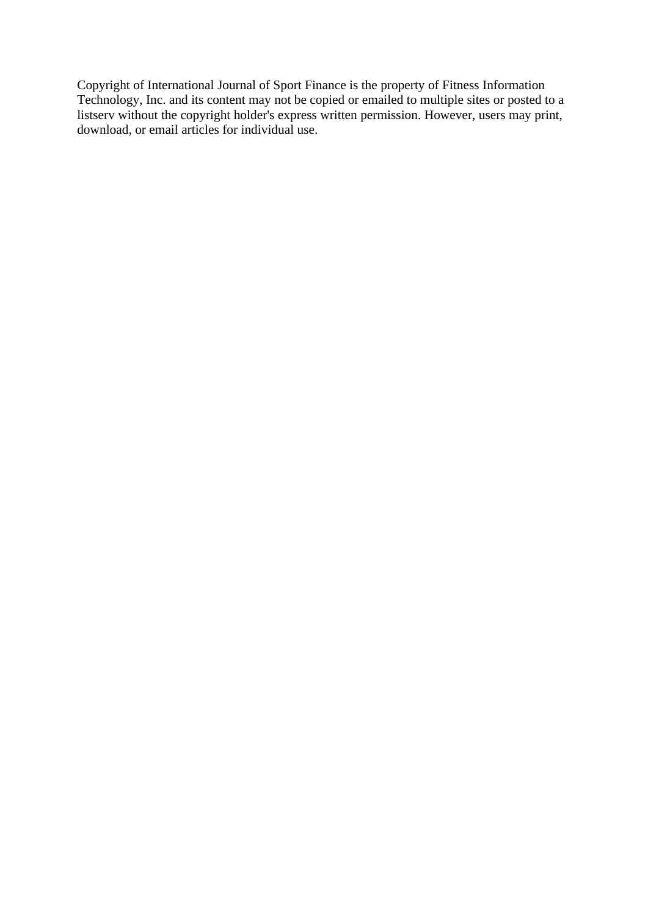Copyright of International Journal of Sport Finance is the property of Fitness Information Technology, Inc. and its content may not be copied or emailed to multiple sites or posted to a listserv without the copyright holder's express written permission. However, users may print, download, or email articles for individual use.